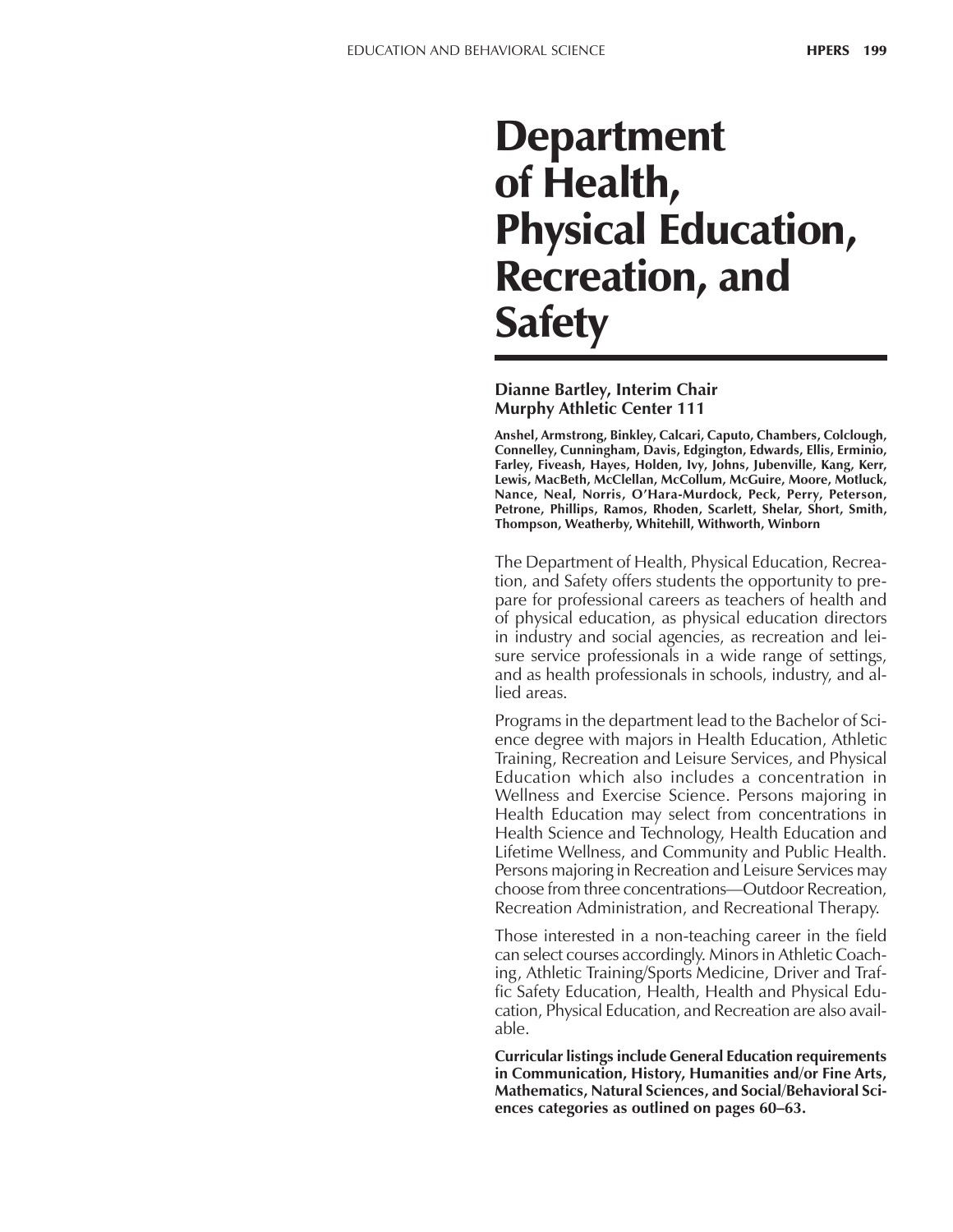# Department of Health, Physical Education, Recreation, and Safety

**Dianne Bartley, Interim Chair**
**Murphy Athletic Center 111**

**Anshel, Armstrong, Binkley, Calcari, Caputo, Chambers, Colclough, Connelley, Cunningham, Davis, Edgington, Edwards, Ellis, Erminio, Farley, Fiveash, Hayes, Holden, Ivy, Johns, Jubenville, Kang, Kerr, Lewis, MacBeth, McClellan, McCollum, McGuire, Moore, Motluck, Nance, Neal, Norris, O'Hara-Murdock, Peck, Perry, Peterson, Petrone, Phillips, Ramos, Rhoden, Scarlett, Shelar, Short, Smith, Thompson, Weatherby, Whitehill, Withworth, Winborn**

The Department of Health, Physical Education, Recreation, and Safety offers students the opportunity to prepare for professional careers as teachers of health and of physical education, as physical education directors in industry and social agencies, as recreation and leisure service professionals in a wide range of settings, and as health professionals in schools, industry, and allied areas.

Programs in the department lead to the Bachelor of Science degree with majors in Health Education, Athletic Training, Recreation and Leisure Services, and Physical Education which also includes a concentration in Wellness and Exercise Science. Persons majoring in Health Education may select from concentrations in Health Science and Technology, Health Education and Lifetime Wellness, and Community and Public Health. Persons majoring in Recreation and Leisure Services may choose from three concentrations—Outdoor Recreation, Recreation Administration, and Recreational Therapy.

Those interested in a non-teaching career in the field can select courses accordingly. Minors in Athletic Coaching, Athletic Training/Sports Medicine, Driver and Traffic Safety Education, Health, Health and Physical Education, Physical Education, and Recreation are also available.

**Curricular listings include General Education requirements in Communication, History, Humanities and/or Fine Arts, Mathematics, Natural Sciences, and Social/Behavioral Sciences categories as outlined on pages 60–63.**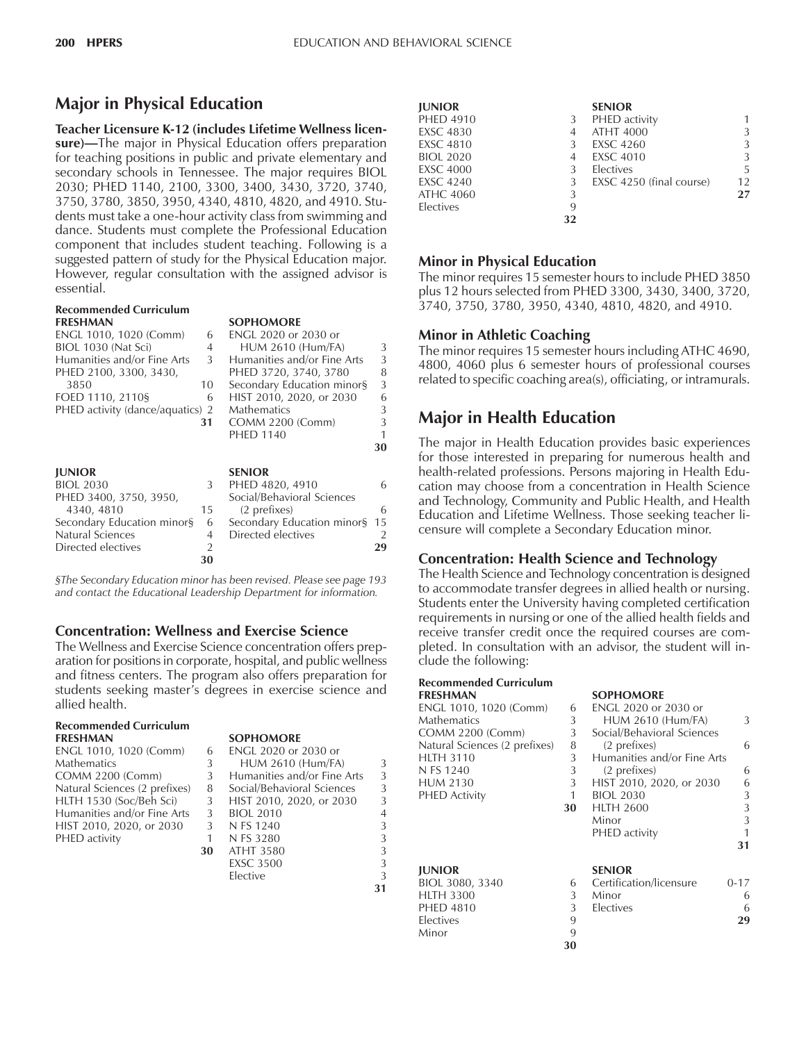## Major in Physical Education

**Teacher Licensure K-12 (includes Lifetime Wellness licensure)—**The major in Physical Education offers preparation for teaching positions in public and private elementary and secondary schools in Tennessee. The major requires BIOL 2030; PHED 1140, 2100, 3300, 3400, 3430, 3720, 3740, 3750, 3780, 3850, 3950, 4340, 4810, 4820, and 4910. Students must take a one-hour activity class from swimming and dance. Students must complete the Professional Education component that includes student teaching. Following is a suggested pattern of study for the Physical Education major. However, regular consultation with the assigned advisor is essential.

**Recommended Curriculum**

| FRESHMAN | | SOPHOMORE | |
|---|---|---|---|
| ENGL 1010, 1020 (Comm) | 6 | ENGL 2020 or 2030 or HUM 2610 (Hum/FA) | 3 |
| BIOL 1030 (Nat Sci) | 4 | Humanities and/or Fine Arts | 3 |
| Humanities and/or Fine Arts | 3 | PHED 3720, 3740, 3780 | 8 |
| PHED 2100, 3300, 3430, 3850 | 10 | Secondary Education minor§ | 3 |
| FOED 1110, 2110§ | 6 | HIST 2010, 2020, or 2030 | 6 |
| PHED activity (dance/aquatics) | 2 | Mathematics | 3 |
| | **31** | COMM 2200 (Comm) | 3 |
| | | PHED 1140 | 1 |
| | | | **30** |

| JUNIOR | | SENIOR | |
|---|---|---|---|
| BIOL 2030 | 3 | PHED 4820, 4910 | 6 |
| PHED 3400, 3750, 3950, 4340, 4810 | 15 | Social/Behavioral Sciences (2 prefixes) | 6 |
| Secondary Education minor§ | 6 | Secondary Education minor§ | 15 |
| Natural Sciences | 4 | Directed electives | 2 |
| Directed electives | 2 | | **29** |
| | **30** | | |

*§The Secondary Education minor has been revised. Please see page 193 and contact the Educational Leadership Department for information.*

### Concentration: Wellness and Exercise Science

The Wellness and Exercise Science concentration offers preparation for positions in corporate, hospital, and public wellness and fitness centers. The program also offers preparation for students seeking master's degrees in exercise science and allied health.

**Recommended Curriculum**

| FRESHMAN | | SOPHOMORE | |
|---|---|---|---|
| ENGL 1010, 1020 (Comm) | 6 | ENGL 2020 or 2030 or HUM 2610 (Hum/FA) | 3 |
| Mathematics | 3 | Humanities and/or Fine Arts | 3 |
| COMM 2200 (Comm) | 3 | Social/Behavioral Sciences | 3 |
| Natural Sciences (2 prefixes) | 8 | HIST 2010, 2020, or 2030 | 3 |
| HLTH 1530 (Soc/Beh Sci) | 3 | BIOL 2010 | 4 |
| Humanities and/or Fine Arts | 3 | N FS 1240 | 3 |
| HIST 2010, 2020, or 2030 | 3 | N FS 3280 | 3 |
| PHED activity | 1 | ATHT 3580 | 3 |
| | **30** | EXSC 3500 | 3 |
| | | Elective | 3 |
| | | | **31** |

| JUNIOR | | SENIOR | |
|---|---|---|---|
| PHED 4910 | 3 | PHED activity | 1 |
| EXSC 4830 | 4 | ATHT 4000 | 3 |
| EXSC 4810 | 3 | EXSC 4260 | 3 |
| BIOL 2020 | 4 | EXSC 4010 | 3 |
| EXSC 4000 | 3 | Electives | 5 |
| EXSC 4240 | 3 | EXSC 4250 (final course) | 12 |
| ATHC 4060 | 3 | | **27** |
| Electives | 9 | | |
| | **32** | | |

### Minor in Physical Education

The minor requires 15 semester hours to include PHED 3850 plus 12 hours selected from PHED 3300, 3430, 3400, 3720, 3740, 3750, 3780, 3950, 4340, 4810, 4820, and 4910.

### Minor in Athletic Coaching

The minor requires 15 semester hours including ATHC 4690, 4800, 4060 plus 6 semester hours of professional courses related to specific coaching area(s), officiating, or intramurals.

## Major in Health Education

The major in Health Education provides basic experiences for those interested in preparing for numerous health and health-related professions. Persons majoring in Health Education may choose from a concentration in Health Science and Technology, Community and Public Health, and Health Education and Lifetime Wellness. Those seeking teacher licensure will complete a Secondary Education minor.

### Concentration: Health Science and Technology

The Health Science and Technology concentration is designed to accommodate transfer degrees in allied health or nursing. Students enter the University having completed certification requirements in nursing or one of the allied health fields and receive transfer credit once the required courses are completed. In consultation with an advisor, the student will include the following:

**Recommended Curriculum**

| FRESHMAN | | SOPHOMORE | |
|---|---|---|---|
| ENGL 1010, 1020 (Comm) | 6 | ENGL 2020 or 2030 or HUM 2610 (Hum/FA) | 3 |
| Mathematics | 3 | Social/Behavioral Sciences (2 prefixes) | 6 |
| COMM 2200 (Comm) | 3 | Humanities and/or Fine Arts (2 prefixes) | 6 |
| Natural Sciences (2 prefixes) | 8 | HIST 2010, 2020, or 2030 | 6 |
| HLTH 3110 | 3 | BIOL 2030 | 3 |
| N FS 1240 | 3 | HLTH 2600 | 3 |
| HUM 2130 | 3 | Minor | 3 |
| PHED Activity | 1 | PHED activity | 1 |
| | **30** | | **31** |

| JUNIOR | | SENIOR | |
|---|---|---|---|
| BIOL 3080, 3340 | 6 | Certification/licensure | 0-17 |
| HLTH 3300 | 3 | Minor | 6 |
| PHED 4810 | 3 | Electives | 6 |
| Electives | 9 | | **29** |
| Minor | 9 | | |
| | **30** | | |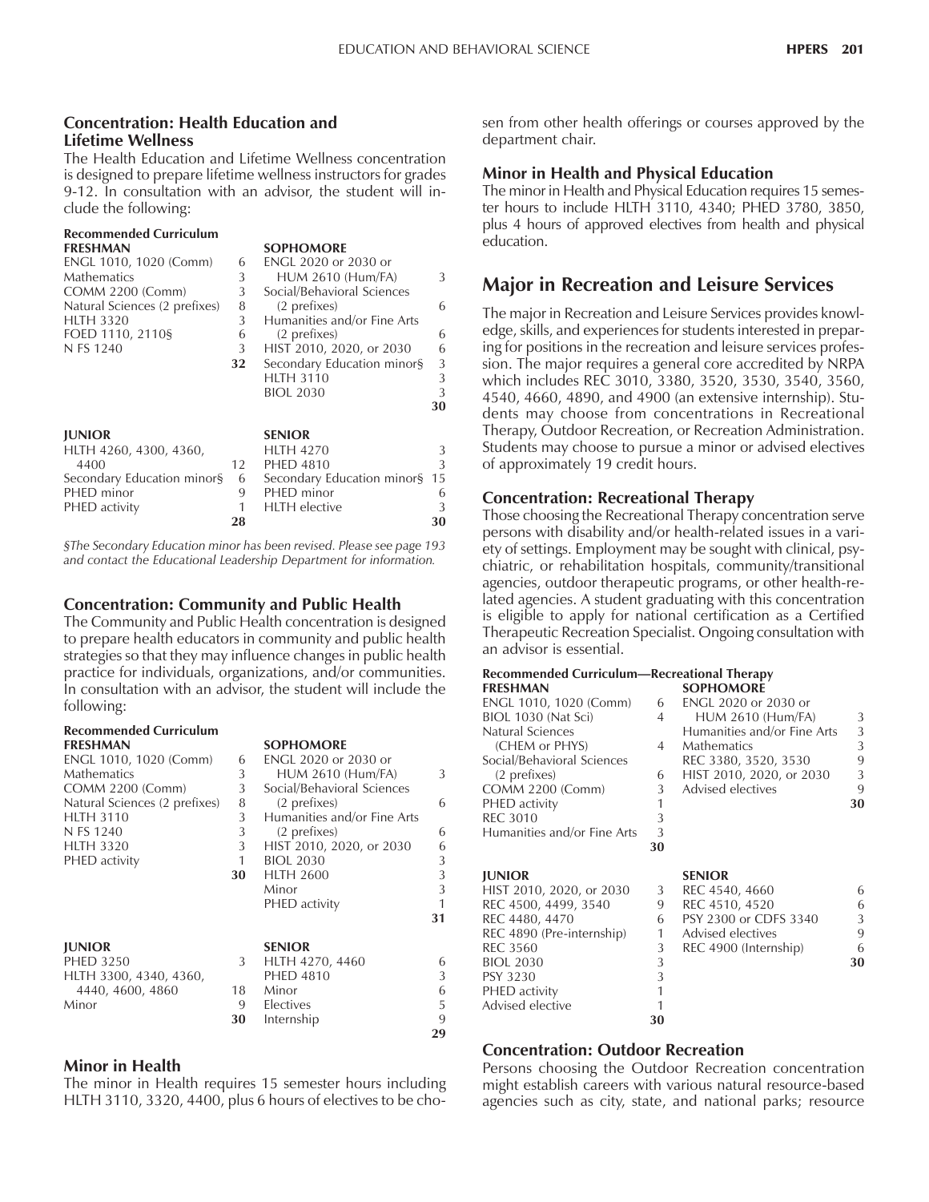### Concentration: Health Education and Lifetime Wellness

The Health Education and Lifetime Wellness concentration is designed to prepare lifetime wellness instructors for grades 9-12. In consultation with an advisor, the student will include the following:

**Recommended Curriculum**

| FRESHMAN | | SOPHOMORE | |
|---|---|---|---|
| ENGL 1010, 1020 (Comm) | 6 | ENGL 2020 or 2030 or HUM 2610 (Hum/FA) | 3 |
| Mathematics | 3 | Social/Behavioral Sciences (2 prefixes) | 6 |
| COMM 2200 (Comm) | 3 | Humanities and/or Fine Arts (2 prefixes) | 6 |
| Natural Sciences (2 prefixes) | 8 | HIST 2010, 2020, or 2030 | 6 |
| HLTH 3320 | 3 | Secondary Education minor§ | 3 |
| FOED 1110, 2110§ | 6 | HLTH 3110 | 3 |
| N FS 1240 | 3 | BIOL 2030 | 3 |
| | **32** | | **30** |

| JUNIOR | | SENIOR | |
|---|---|---|---|
| HLTH 4260, 4300, 4360, 4400 | 12 | HLTH 4270 | 3 |
| Secondary Education minor§ | 6 | PHED 4810 | 3 |
| PHED minor | 9 | Secondary Education minor§ | 15 |
| PHED activity | 1 | PHED minor | 6 |
| | | HLTH elective | 3 |
| | **28** | | **30** |

*§The Secondary Education minor has been revised. Please see page 193 and contact the Educational Leadership Department for information.*

### Concentration: Community and Public Health

The Community and Public Health concentration is designed to prepare health educators in community and public health strategies so that they may influence changes in public health practice for individuals, organizations, and/or communities. In consultation with an advisor, the student will include the following:

**Recommended Curriculum**

| FRESHMAN | | SOPHOMORE | |
|---|---|---|---|
| ENGL 1010, 1020 (Comm) | 6 | ENGL 2020 or 2030 or HUM 2610 (Hum/FA) | 3 |
| Mathematics | 3 | Social/Behavioral Sciences (2 prefixes) | 6 |
| COMM 2200 (Comm) | 3 | Humanities and/or Fine Arts (2 prefixes) | 6 |
| Natural Sciences (2 prefixes) | 8 | HIST 2010, 2020, or 2030 | 6 |
| HLTH 3110 | 3 | BIOL 2030 | 3 |
| N FS 1240 | 3 | HLTH 2600 | 3 |
| HLTH 3320 | 3 | Minor | 3 |
| PHED activity | 1 | PHED activity | 1 |
| | **30** | | **31** |

| JUNIOR | | SENIOR | |
|---|---|---|---|
| PHED 3250 | 3 | HLTH 4270, 4460 | 6 |
| HLTH 3300, 4340, 4360, 4440, 4600, 4860 | 18 | PHED 4810 | 3 |
| Minor | 9 | Minor | 6 |
| | | Electives | 5 |
| | | Internship | 9 |
| | **30** | | **29** |

### Minor in Health

The minor in Health requires 15 semester hours including HLTH 3110, 3320, 4400, plus 6 hours of electives to be chosen from other health offerings or courses approved by the department chair.

### Minor in Health and Physical Education

The minor in Health and Physical Education requires 15 semester hours to include HLTH 3110, 4340; PHED 3780, 3850, plus 4 hours of approved electives from health and physical education.

## Major in Recreation and Leisure Services

The major in Recreation and Leisure Services provides knowledge, skills, and experiences for students interested in preparing for positions in the recreation and leisure services profession. The major requires a general core accredited by NRPA which includes REC 3010, 3380, 3520, 3530, 3540, 3560, 4540, 4660, 4890, and 4900 (an extensive internship). Students may choose from concentrations in Recreational Therapy, Outdoor Recreation, or Recreation Administration. Students may choose to pursue a minor or advised electives of approximately 19 credit hours.

### Concentration: Recreational Therapy

Those choosing the Recreational Therapy concentration serve persons with disability and/or health-related issues in a variety of settings. Employment may be sought with clinical, psychiatric, or rehabilitation hospitals, community/transitional agencies, outdoor therapeutic programs, or other health-related agencies. A student graduating with this concentration is eligible to apply for national certification as a Certified Therapeutic Recreation Specialist. Ongoing consultation with an advisor is essential.

**Recommended Curriculum—Recreational Therapy**

| FRESHMAN | | SOPHOMORE | |
|---|---|---|---|
| ENGL 1010, 1020 (Comm) | 6 | ENGL 2020 or 2030 or HUM 2610 (Hum/FA) | 3 |
| BIOL 1030 (Nat Sci) | 4 | Humanities and/or Fine Arts | 3 |
| Natural Sciences (CHEM or PHYS) | 4 | Mathematics | 3 |
| Social/Behavioral Sciences (2 prefixes) | 6 | REC 3380, 3520, 3530 | 9 |
| COMM 2200 (Comm) | 3 | HIST 2010, 2020, or 2030 | 3 |
| PHED activity | 1 | Advised electives | 9 |
| REC 3010 | 3 | | |
| Humanities and/or Fine Arts | 3 | | |
| | **30** | | **30** |

| JUNIOR | | SENIOR | |
|---|---|---|---|
| HIST 2010, 2020, or 2030 | 3 | REC 4540, 4660 | 6 |
| REC 4500, 4499, 3540 | 9 | REC 4510, 4520 | 6 |
| REC 4480, 4470 | 6 | PSY 2300 or CDFS 3340 | 3 |
| REC 4890 (Pre-internship) | 1 | Advised electives | 9 |
| REC 3560 | 3 | REC 4900 (Internship) | 6 |
| BIOL 2030 | 3 | | |
| PSY 3230 | 3 | | |
| PHED activity | 1 | | |
| Advised elective | 1 | | |
| | **30** | | **30** |

### Concentration: Outdoor Recreation

Persons choosing the Outdoor Recreation concentration might establish careers with various natural resource-based agencies such as city, state, and national parks; resource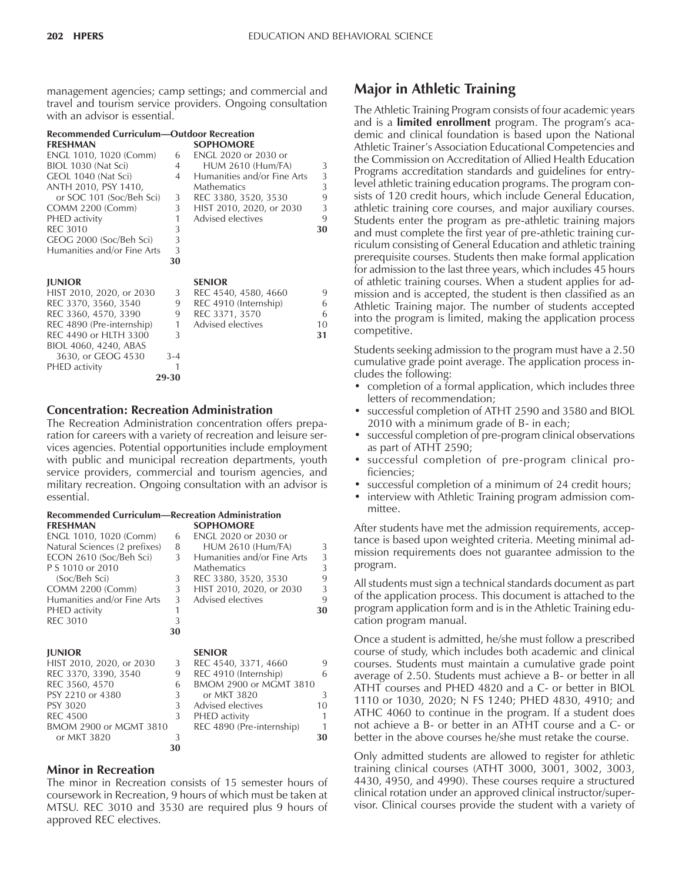management agencies; camp settings; and commercial and travel and tourism service providers. Ongoing consultation with an advisor is essential.

**Recommended Curriculum—Outdoor Recreation**

| FRESHMAN | | SOPHOMORE | |
|---|---|---|---|
| ENGL 1010, 1020 (Comm) | 6 | ENGL 2020 or 2030 or HUM 2610 (Hum/FA) | 3 |
| BIOL 1030 (Nat Sci) | 4 | Humanities and/or Fine Arts | 3 |
| GEOL 1040 (Nat Sci) | 4 | Mathematics | 3 |
| ANTH 2010, PSY 1410, or SOC 101 (Soc/Beh Sci) | 3 | REC 3380, 3520, 3530 | 9 |
| COMM 2200 (Comm) | 3 | HIST 2010, 2020, or 2030 | 3 |
| PHED activity | 1 | Advised electives | 9 |
| REC 3010 | 3 | | **30** |
| GEOG 2000 (Soc/Beh Sci) | 3 | | |
| Humanities and/or Fine Arts | 3 | | |
| | **30** | | |

| JUNIOR | | SENIOR | |
|---|---|---|---|
| HIST 2010, 2020, or 2030 | 3 | REC 4540, 4580, 4660 | 9 |
| REC 3370, 3560, 3540 | 9 | REC 4910 (Internship) | 6 |
| REC 3360, 4570, 3390 | 9 | REC 3371, 3570 | 6 |
| REC 4890 (Pre-internship) | 1 | Advised electives | 10 |
| REC 4490 or HLTH 3300 | 3 | | **31** |
| BIOL 4060, 4240, ABAS 3630, or GEOG 4530 | 3-4 | | |
| PHED activity | 1 | | |
| | **29-30** | | |

### Concentration: Recreation Administration

The Recreation Administration concentration offers preparation for careers with a variety of recreation and leisure services agencies. Potential opportunities include employment with public and municipal recreation departments, youth service providers, commercial and tourism agencies, and military recreation. Ongoing consultation with an advisor is essential.

**Recommended Curriculum—Recreation Administration**

| FRESHMAN | | SOPHOMORE | |
|---|---|---|---|
| ENGL 1010, 1020 (Comm) | 6 | ENGL 2020 or 2030 or HUM 2610 (Hum/FA) | 3 |
| Natural Sciences (2 prefixes) | 8 | Humanities and/or Fine Arts | 3 |
| ECON 2610 (Soc/Beh Sci) | 3 | Mathematics | 3 |
| P S 1010 or 2010 (Soc/Beh Sci) | 3 | REC 3380, 3520, 3530 | 9 |
| COMM 2200 (Comm) | 3 | HIST 2010, 2020, or 2030 | 3 |
| Humanities and/or Fine Arts | 3 | Advised electives | 9 |
| PHED activity | 1 | | **30** |
| REC 3010 | 3 | | |
| | **30** | | |

| JUNIOR | | SENIOR | |
|---|---|---|---|
| HIST 2010, 2020, or 2030 | 3 | REC 4540, 3371, 4660 | 9 |
| REC 3370, 3390, 3540 | 9 | REC 4910 (Internship) | 6 |
| REC 3560, 4570 | 6 | BMOM 2900 or MGMT 3810 or MKT 3820 | 3 |
| PSY 2210 or 4380 | 3 | Advised electives | 10 |
| PSY 3020 | 3 | PHED activity | 1 |
| REC 4500 | 3 | REC 4890 (Pre-internship) | 1 |
| BMOM 2900 or MGMT 3810 or MKT 3820 | 3 | | **30** |
| | **30** | | |

### Minor in Recreation

The minor in Recreation consists of 15 semester hours of coursework in Recreation, 9 hours of which must be taken at MTSU. REC 3010 and 3530 are required plus 9 hours of approved REC electives.

## Major in Athletic Training

The Athletic Training Program consists of four academic years and is a **limited enrollment** program. The program's academic and clinical foundation is based upon the National Athletic Trainer's Association Educational Competencies and the Commission on Accreditation of Allied Health Education Programs accreditation standards and guidelines for entry-level athletic training education programs. The program consists of 120 credit hours, which include General Education, athletic training core courses, and major auxiliary courses. Students enter the program as pre-athletic training majors and must complete the first year of pre-athletic training curriculum consisting of General Education and athletic training prerequisite courses. Students then make formal application for admission to the last three years, which includes 45 hours of athletic training courses. When a student applies for admission and is accepted, the student is then classified as an Athletic Training major. The number of students accepted into the program is limited, making the application process competitive.

Students seeking admission to the program must have a 2.50 cumulative grade point average. The application process includes the following:

- completion of a formal application, which includes three letters of recommendation;
- successful completion of ATHT 2590 and 3580 and BIOL 2010 with a minimum grade of B- in each;
- successful completion of pre-program clinical observations as part of ATHT 2590;
- successful completion of pre-program clinical proficiencies;
- successful completion of a minimum of 24 credit hours;
- interview with Athletic Training program admission committee.

After students have met the admission requirements, acceptance is based upon weighted criteria. Meeting minimal admission requirements does not guarantee admission to the program.

All students must sign a technical standards document as part of the application process. This document is attached to the program application form and is in the Athletic Training education program manual.

Once a student is admitted, he/she must follow a prescribed course of study, which includes both academic and clinical courses. Students must maintain a cumulative grade point average of 2.50. Students must achieve a B- or better in all ATHT courses and PHED 4820 and a C- or better in BIOL 1110 or 1030, 2020; N FS 1240; PHED 4830, 4910; and ATHC 4060 to continue in the program. If a student does not achieve a B- or better in an ATHT course and a C- or better in the above courses he/she must retake the course.

Only admitted students are allowed to register for athletic training clinical courses (ATHT 3000, 3001, 3002, 3003, 4430, 4950, and 4990). These courses require a structured clinical rotation under an approved clinical instructor/supervisor. Clinical courses provide the student with a variety of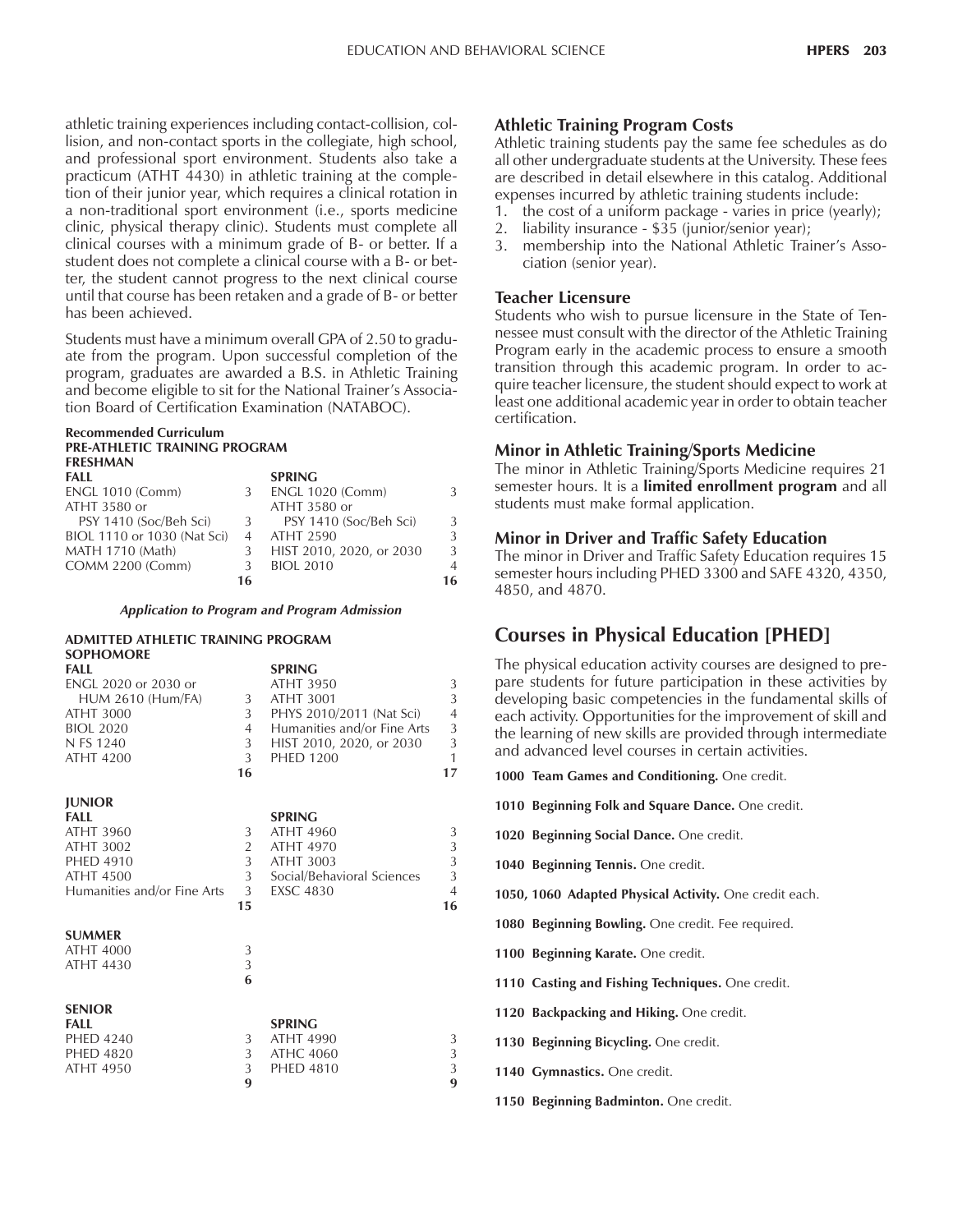athletic training experiences including contact-collision, collision, and non-contact sports in the collegiate, high school, and professional sport environment. Students also take a practicum (ATHT 4430) in athletic training at the completion of their junior year, which requires a clinical rotation in a non-traditional sport environment (i.e., sports medicine clinic, physical therapy clinic). Students must complete all clinical courses with a minimum grade of B- or better. If a student does not complete a clinical course with a B- or better, the student cannot progress to the next clinical course until that course has been retaken and a grade of B- or better has been achieved.

Students must have a minimum overall GPA of 2.50 to graduate from the program. Upon successful completion of the program, graduates are awarded a B.S. in Athletic Training and become eligible to sit for the National Trainer's Association Board of Certification Examination (NATABOC).

**Recommended Curriculum**
**PRE-ATHLETIC TRAINING PROGRAM**
**FRESHMAN**

| FALL | | SPRING | |
|---|---|---|---|
| ENGL 1010 (Comm) | 3 | ENGL 1020 (Comm) | 3 |
| ATHT 3580 or PSY 1410 (Soc/Beh Sci) | 3 | ATHT 3580 or PSY 1410 (Soc/Beh Sci) | 3 |
| BIOL 1110 or 1030 (Nat Sci) | 4 | ATHT 2590 | 3 |
| MATH 1710 (Math) | 3 | HIST 2010, 2020, or 2030 | 3 |
| COMM 2200 (Comm) | 3 | BIOL 2010 | 4 |
| | **16** | | **16** |

***Application to Program and Program Admission***

**ADMITTED ATHLETIC TRAINING PROGRAM**
**SOPHOMORE**

| FALL | | SPRING | |
|---|---|---|---|
| ENGL 2020 or 2030 or HUM 2610 (Hum/FA) | 3 | ATHT 3950 | 3 |
| ATHT 3000 | 3 | ATHT 3001 | 3 |
| BIOL 2020 | 4 | PHYS 2010/2011 (Nat Sci) | 4 |
| N FS 1240 | 3 | Humanities and/or Fine Arts | 3 |
| ATHT 4200 | 3 | HIST 2010, 2020, or 2030 | 3 |
| | | PHED 1200 | 1 |
| | **16** | | **17** |

**JUNIOR**

| FALL | | SPRING | |
|---|---|---|---|
| ATHT 3960 | 3 | ATHT 4960 | 3 |
| ATHT 3002 | 2 | ATHT 4970 | 3 |
| PHED 4910 | 3 | ATHT 3003 | 3 |
| ATHT 4500 | 3 | Social/Behavioral Sciences | 3 |
| Humanities and/or Fine Arts | 3 | EXSC 4830 | 4 |
| | **15** | | **16** |

**SUMMER**

| | |
|---|---|
| ATHT 4000 | 3 |
| ATHT 4430 | 3 |
| | **6** |

**SENIOR**

| FALL | | SPRING | |
|---|---|---|---|
| PHED 4240 | 3 | ATHT 4990 | 3 |
| PHED 4820 | 3 | ATHC 4060 | 3 |
| ATHT 4950 | 3 | PHED 4810 | 3 |
| | **9** | | **9** |

### Athletic Training Program Costs

Athletic training students pay the same fee schedules as do all other undergraduate students at the University. These fees are described in detail elsewhere in this catalog. Additional expenses incurred by athletic training students include:

1. the cost of a uniform package - varies in price (yearly);
2. liability insurance - $35 (junior/senior year);
3. membership into the National Athletic Trainer's Association (senior year).

### Teacher Licensure

Students who wish to pursue licensure in the State of Tennessee must consult with the director of the Athletic Training Program early in the academic process to ensure a smooth transition through this academic program. In order to acquire teacher licensure, the student should expect to work at least one additional academic year in order to obtain teacher certification.

### Minor in Athletic Training/Sports Medicine

The minor in Athletic Training/Sports Medicine requires 21 semester hours. It is a **limited enrollment program** and all students must make formal application.

### Minor in Driver and Traffic Safety Education

The minor in Driver and Traffic Safety Education requires 15 semester hours including PHED 3300 and SAFE 4320, 4350, 4850, and 4870.

## Courses in Physical Education [PHED]

The physical education activity courses are designed to prepare students for future participation in these activities by developing basic competencies in the fundamental skills of each activity. Opportunities for the improvement of skill and the learning of new skills are provided through intermediate and advanced level courses in certain activities.

**1000 Team Games and Conditioning.** One credit.

**1010 Beginning Folk and Square Dance.** One credit.

**1020 Beginning Social Dance.** One credit.

**1040 Beginning Tennis.** One credit.

**1050, 1060 Adapted Physical Activity.** One credit each.

**1080 Beginning Bowling.** One credit. Fee required.

**1100 Beginning Karate.** One credit.

**1110 Casting and Fishing Techniques.** One credit.

**1120 Backpacking and Hiking.** One credit.

**1130 Beginning Bicycling.** One credit.

**1140 Gymnastics.** One credit.

**1150 Beginning Badminton.** One credit.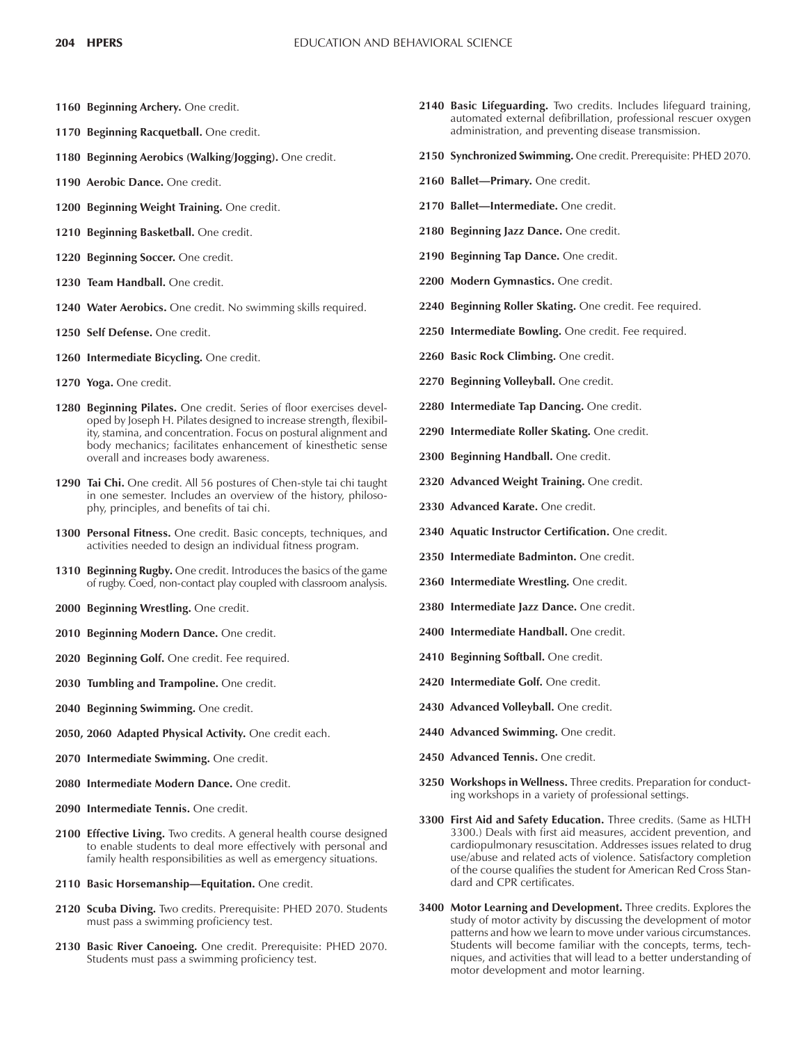**1160 Beginning Archery.** One credit.

**1170 Beginning Racquetball.** One credit.

**1180 Beginning Aerobics (Walking/Jogging).** One credit.

**1190 Aerobic Dance.** One credit.

**1200 Beginning Weight Training.** One credit.

**1210 Beginning Basketball.** One credit.

**1220 Beginning Soccer.** One credit.

**1230 Team Handball.** One credit.

**1240 Water Aerobics.** One credit. No swimming skills required.

**1250 Self Defense.** One credit.

**1260 Intermediate Bicycling.** One credit.

**1270 Yoga.** One credit.

**1280 Beginning Pilates.** One credit. Series of floor exercises developed by Joseph H. Pilates designed to increase strength, flexibility, stamina, and concentration. Focus on postural alignment and body mechanics; facilitates enhancement of kinesthetic sense overall and increases body awareness.

**1290 Tai Chi.** One credit. All 56 postures of Chen-style tai chi taught in one semester. Includes an overview of the history, philosophy, principles, and benefits of tai chi.

**1300 Personal Fitness.** One credit. Basic concepts, techniques, and activities needed to design an individual fitness program.

**1310 Beginning Rugby.** One credit. Introduces the basics of the game of rugby. Coed, non-contact play coupled with classroom analysis.

**2000 Beginning Wrestling.** One credit.

**2010 Beginning Modern Dance.** One credit.

**2020 Beginning Golf.** One credit. Fee required.

**2030 Tumbling and Trampoline.** One credit.

**2040 Beginning Swimming.** One credit.

**2050, 2060 Adapted Physical Activity.** One credit each.

**2070 Intermediate Swimming.** One credit.

**2080 Intermediate Modern Dance.** One credit.

**2090 Intermediate Tennis.** One credit.

**2100 Effective Living.** Two credits. A general health course designed to enable students to deal more effectively with personal and family health responsibilities as well as emergency situations.

**2110 Basic Horsemanship—Equitation.** One credit.

**2120 Scuba Diving.** Two credits. Prerequisite: PHED 2070. Students must pass a swimming proficiency test.

**2130 Basic River Canoeing.** One credit. Prerequisite: PHED 2070. Students must pass a swimming proficiency test.

**2140 Basic Lifeguarding.** Two credits. Includes lifeguard training, automated external defibrillation, professional rescuer oxygen administration, and preventing disease transmission.

**2150 Synchronized Swimming.** One credit. Prerequisite: PHED 2070.

**2160 Ballet—Primary.** One credit.

**2170 Ballet—Intermediate.** One credit.

**2180 Beginning Jazz Dance.** One credit.

**2190 Beginning Tap Dance.** One credit.

**2200 Modern Gymnastics.** One credit.

**2240 Beginning Roller Skating.** One credit. Fee required.

**2250 Intermediate Bowling.** One credit. Fee required.

**2260 Basic Rock Climbing.** One credit.

**2270 Beginning Volleyball.** One credit.

**2280 Intermediate Tap Dancing.** One credit.

**2290 Intermediate Roller Skating.** One credit.

**2300 Beginning Handball.** One credit.

**2320 Advanced Weight Training.** One credit.

**2330 Advanced Karate.** One credit.

**2340 Aquatic Instructor Certification.** One credit.

**2350 Intermediate Badminton.** One credit.

**2360 Intermediate Wrestling.** One credit.

**2380 Intermediate Jazz Dance.** One credit.

**2400 Intermediate Handball.** One credit.

**2410 Beginning Softball.** One credit.

**2420 Intermediate Golf.** One credit.

**2430 Advanced Volleyball.** One credit.

**2440 Advanced Swimming.** One credit.

**2450 Advanced Tennis.** One credit.

**3250 Workshops in Wellness.** Three credits. Preparation for conducting workshops in a variety of professional settings.

**3300 First Aid and Safety Education.** Three credits. (Same as HLTH 3300.) Deals with first aid measures, accident prevention, and cardiopulmonary resuscitation. Addresses issues related to drug use/abuse and related acts of violence. Satisfactory completion of the course qualifies the student for American Red Cross Standard and CPR certificates.

**3400 Motor Learning and Development.** Three credits. Explores the study of motor activity by discussing the development of motor patterns and how we learn to move under various circumstances. Students will become familiar with the concepts, terms, techniques, and activities that will lead to a better understanding of motor development and motor learning.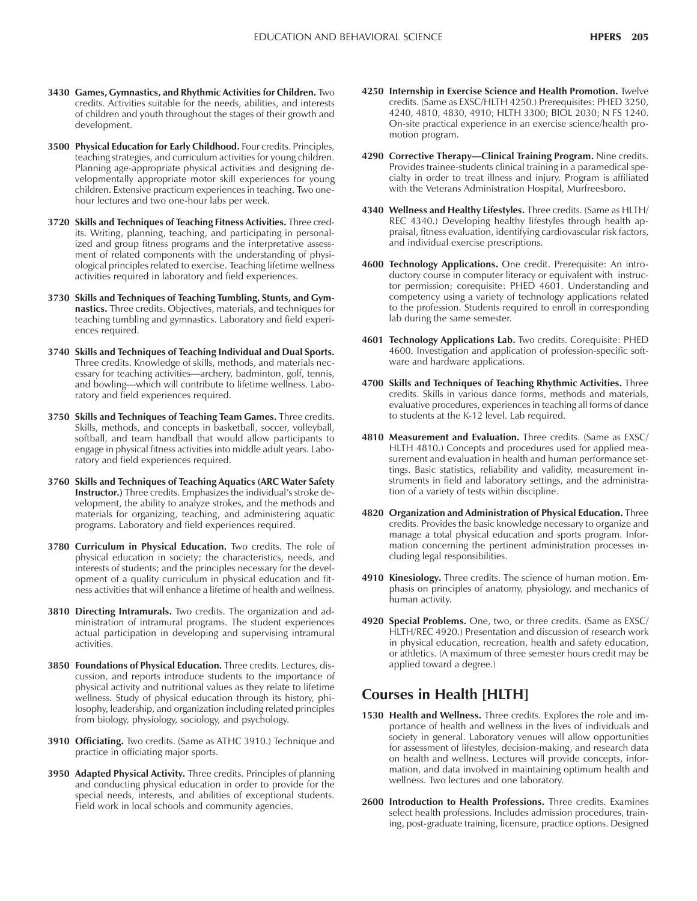**3430 Games, Gymnastics, and Rhythmic Activities for Children.** Two credits. Activities suitable for the needs, abilities, and interests of children and youth throughout the stages of their growth and development.

**3500 Physical Education for Early Childhood.** Four credits. Principles, teaching strategies, and curriculum activities for young children. Planning age-appropriate physical activities and designing developmentally appropriate motor skill experiences for young children. Extensive practicum experiences in teaching. Two one-hour lectures and two one-hour labs per week.

**3720 Skills and Techniques of Teaching Fitness Activities.** Three credits. Writing, planning, teaching, and participating in personalized and group fitness programs and the interpretative assessment of related components with the understanding of physiological principles related to exercise. Teaching lifetime wellness activities required in laboratory and field experiences.

**3730 Skills and Techniques of Teaching Tumbling, Stunts, and Gymnastics.** Three credits. Objectives, materials, and techniques for teaching tumbling and gymnastics. Laboratory and field experiences required.

**3740 Skills and Techniques of Teaching Individual and Dual Sports.** Three credits. Knowledge of skills, methods, and materials necessary for teaching activities—archery, badminton, golf, tennis, and bowling—which will contribute to lifetime wellness. Laboratory and field experiences required.

**3750 Skills and Techniques of Teaching Team Games.** Three credits. Skills, methods, and concepts in basketball, soccer, volleyball, softball, and team handball that would allow participants to engage in physical fitness activities into middle adult years. Laboratory and field experiences required.

**3760 Skills and Techniques of Teaching Aquatics (ARC Water Safety Instructor.)** Three credits. Emphasizes the individual's stroke development, the ability to analyze strokes, and the methods and materials for organizing, teaching, and administering aquatic programs. Laboratory and field experiences required.

**3780 Curriculum in Physical Education.** Two credits. The role of physical education in society; the characteristics, needs, and interests of students; and the principles necessary for the development of a quality curriculum in physical education and fitness activities that will enhance a lifetime of health and wellness.

**3810 Directing Intramurals.** Two credits. The organization and administration of intramural programs. The student experiences actual participation in developing and supervising intramural activities.

**3850 Foundations of Physical Education.** Three credits. Lectures, discussion, and reports introduce students to the importance of physical activity and nutritional values as they relate to lifetime wellness. Study of physical education through its history, philosophy, leadership, and organization including related principles from biology, physiology, sociology, and psychology.

**3910 Officiating.** Two credits. (Same as ATHC 3910.) Technique and practice in officiating major sports.

**3950 Adapted Physical Activity.** Three credits. Principles of planning and conducting physical education in order to provide for the special needs, interests, and abilities of exceptional students. Field work in local schools and community agencies.

**4250 Internship in Exercise Science and Health Promotion.** Twelve credits. (Same as EXSC/HLTH 4250.) Prerequisites: PHED 3250, 4240, 4810, 4830, 4910; HLTH 3300; BIOL 2030; N FS 1240. On-site practical experience in an exercise science/health promotion program.

**4290 Corrective Therapy—Clinical Training Program.** Nine credits. Provides trainee-students clinical training in a paramedical specialty in order to treat illness and injury. Program is affiliated with the Veterans Administration Hospital, Murfreesboro.

**4340 Wellness and Healthy Lifestyles.** Three credits. (Same as HLTH/REC 4340.) Developing healthy lifestyles through health appraisal, fitness evaluation, identifying cardiovascular risk factors, and individual exercise prescriptions.

**4600 Technology Applications.** One credit. Prerequisite: An introductory course in computer literacy or equivalent with instructor permission; corequisite: PHED 4601. Understanding and competency using a variety of technology applications related to the profession. Students required to enroll in corresponding lab during the same semester.

**4601 Technology Applications Lab.** Two credits. Corequisite: PHED 4600. Investigation and application of profession-specific software and hardware applications.

**4700 Skills and Techniques of Teaching Rhythmic Activities.** Three credits. Skills in various dance forms, methods and materials, evaluative procedures, experiences in teaching all forms of dance to students at the K-12 level. Lab required.

**4810 Measurement and Evaluation.** Three credits. (Same as EXSC/HLTH 4810.) Concepts and procedures used for applied measurement and evaluation in health and human performance settings. Basic statistics, reliability and validity, measurement instruments in field and laboratory settings, and the administration of a variety of tests within discipline.

**4820 Organization and Administration of Physical Education.** Three credits. Provides the basic knowledge necessary to organize and manage a total physical education and sports program. Information concerning the pertinent administration processes including legal responsibilities.

**4910 Kinesiology.** Three credits. The science of human motion. Emphasis on principles of anatomy, physiology, and mechanics of human activity.

**4920 Special Problems.** One, two, or three credits. (Same as EXSC/HLTH/REC 4920.) Presentation and discussion of research work in physical education, recreation, health and safety education, or athletics. (A maximum of three semester hours credit may be applied toward a degree.)

## Courses in Health [HLTH]

**1530 Health and Wellness.** Three credits. Explores the role and importance of health and wellness in the lives of individuals and society in general. Laboratory venues will allow opportunities for assessment of lifestyles, decision-making, and research data on health and wellness. Lectures will provide concepts, information, and data involved in maintaining optimum health and wellness. Two lectures and one laboratory.

**2600 Introduction to Health Professions.** Three credits. Examines select health professions. Includes admission procedures, training, post-graduate training, licensure, practice options. Designed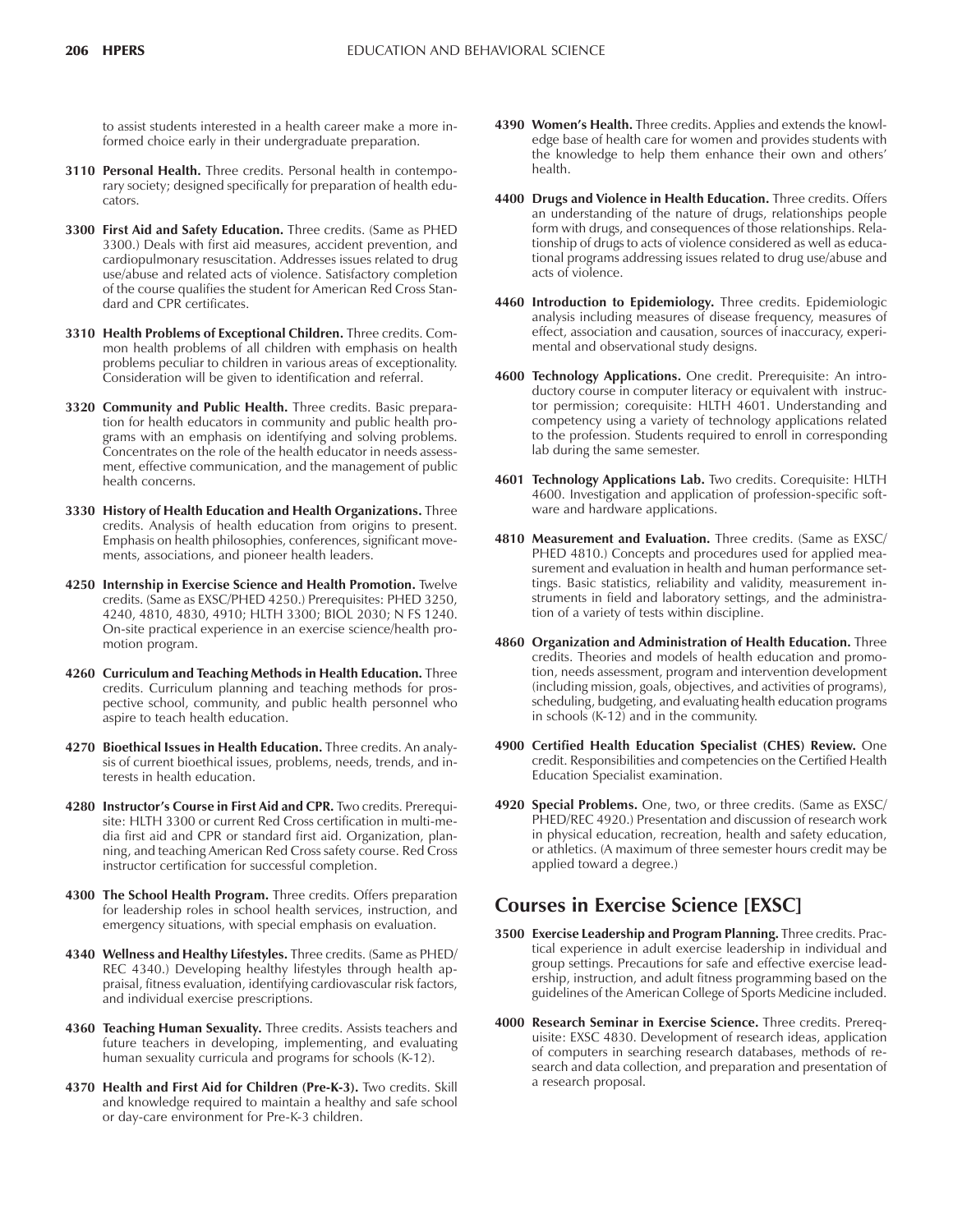to assist students interested in a health career make a more informed choice early in their undergraduate preparation.

**3110 Personal Health.** Three credits. Personal health in contemporary society; designed specifically for preparation of health educators.

**3300 First Aid and Safety Education.** Three credits. (Same as PHED 3300.) Deals with first aid measures, accident prevention, and cardiopulmonary resuscitation. Addresses issues related to drug use/abuse and related acts of violence. Satisfactory completion of the course qualifies the student for American Red Cross Standard and CPR certificates.

**3310 Health Problems of Exceptional Children.** Three credits. Common health problems of all children with emphasis on health problems peculiar to children in various areas of exceptionality. Consideration will be given to identification and referral.

**3320 Community and Public Health.** Three credits. Basic preparation for health educators in community and public health programs with an emphasis on identifying and solving problems. Concentrates on the role of the health educator in needs assessment, effective communication, and the management of public health concerns.

**3330 History of Health Education and Health Organizations.** Three credits. Analysis of health education from origins to present. Emphasis on health philosophies, conferences, significant movements, associations, and pioneer health leaders.

**4250 Internship in Exercise Science and Health Promotion.** Twelve credits. (Same as EXSC/PHED 4250.) Prerequisites: PHED 3250, 4240, 4810, 4830, 4910; HLTH 3300; BIOL 2030; N FS 1240. On-site practical experience in an exercise science/health promotion program.

**4260 Curriculum and Teaching Methods in Health Education.** Three credits. Curriculum planning and teaching methods for prospective school, community, and public health personnel who aspire to teach health education.

**4270 Bioethical Issues in Health Education.** Three credits. An analysis of current bioethical issues, problems, needs, trends, and interests in health education.

**4280 Instructor's Course in First Aid and CPR.** Two credits. Prerequisite: HLTH 3300 or current Red Cross certification in multi-media first aid and CPR or standard first aid. Organization, planning, and teaching American Red Cross safety course. Red Cross instructor certification for successful completion.

**4300 The School Health Program.** Three credits. Offers preparation for leadership roles in school health services, instruction, and emergency situations, with special emphasis on evaluation.

**4340 Wellness and Healthy Lifestyles.** Three credits. (Same as PHED/REC 4340.) Developing healthy lifestyles through health appraisal, fitness evaluation, identifying cardiovascular risk factors, and individual exercise prescriptions.

**4360 Teaching Human Sexuality.** Three credits. Assists teachers and future teachers in developing, implementing, and evaluating human sexuality curricula and programs for schools (K-12).

**4370 Health and First Aid for Children (Pre-K-3).** Two credits. Skill and knowledge required to maintain a healthy and safe school or day-care environment for Pre-K-3 children.

**4390 Women's Health.** Three credits. Applies and extends the knowledge base of health care for women and provides students with the knowledge to help them enhance their own and others' health.

**4400 Drugs and Violence in Health Education.** Three credits. Offers an understanding of the nature of drugs, relationships people form with drugs, and consequences of those relationships. Relationship of drugs to acts of violence considered as well as educational programs addressing issues related to drug use/abuse and acts of violence.

**4460 Introduction to Epidemiology.** Three credits. Epidemiologic analysis including measures of disease frequency, measures of effect, association and causation, sources of inaccuracy, experimental and observational study designs.

**4600 Technology Applications.** One credit. Prerequisite: An introductory course in computer literacy or equivalent with instructor permission; corequisite: HLTH 4601. Understanding and competency using a variety of technology applications related to the profession. Students required to enroll in corresponding lab during the same semester.

**4601 Technology Applications Lab.** Two credits. Corequisite: HLTH 4600. Investigation and application of profession-specific software and hardware applications.

**4810 Measurement and Evaluation.** Three credits. (Same as EXSC/PHED 4810.) Concepts and procedures used for applied measurement and evaluation in health and human performance settings. Basic statistics, reliability and validity, measurement instruments in field and laboratory settings, and the administration of a variety of tests within discipline.

**4860 Organization and Administration of Health Education.** Three credits. Theories and models of health education and promotion, needs assessment, program and intervention development (including mission, goals, objectives, and activities of programs), scheduling, budgeting, and evaluating health education programs in schools (K-12) and in the community.

**4900 Certified Health Education Specialist (CHES) Review.** One credit. Responsibilities and competencies on the Certified Health Education Specialist examination.

**4920 Special Problems.** One, two, or three credits. (Same as EXSC/PHED/REC 4920.) Presentation and discussion of research work in physical education, recreation, health and safety education, or athletics. (A maximum of three semester hours credit may be applied toward a degree.)

## Courses in Exercise Science [EXSC]

**3500 Exercise Leadership and Program Planning.** Three credits. Practical experience in adult exercise leadership in individual and group settings. Precautions for safe and effective exercise leadership, instruction, and adult fitness programming based on the guidelines of the American College of Sports Medicine included.

**4000 Research Seminar in Exercise Science.** Three credits. Prerequisite: EXSC 4830. Development of research ideas, application of computers in searching research databases, methods of research and data collection, and preparation and presentation of a research proposal.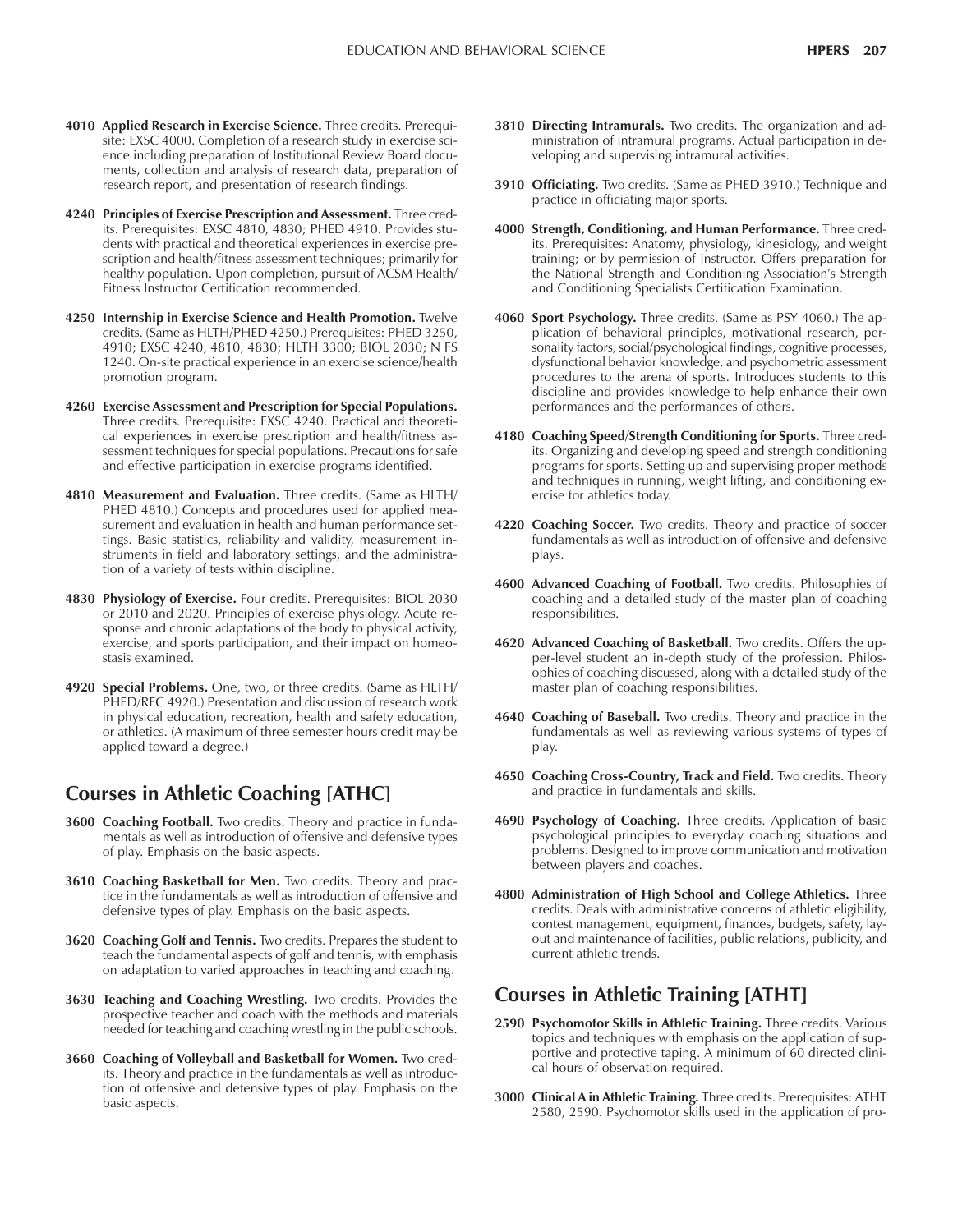**4010 Applied Research in Exercise Science.** Three credits. Prerequisite: EXSC 4000. Completion of a research study in exercise science including preparation of Institutional Review Board documents, collection and analysis of research data, preparation of research report, and presentation of research findings.

**4240 Principles of Exercise Prescription and Assessment.** Three credits. Prerequisites: EXSC 4810, 4830; PHED 4910. Provides students with practical and theoretical experiences in exercise prescription and health/fitness assessment techniques; primarily for healthy population. Upon completion, pursuit of ACSM Health/Fitness Instructor Certification recommended.

**4250 Internship in Exercise Science and Health Promotion.** Twelve credits. (Same as HLTH/PHED 4250.) Prerequisites: PHED 3250, 4910; EXSC 4240, 4810, 4830; HLTH 3300; BIOL 2030; N FS 1240. On-site practical experience in an exercise science/health promotion program.

**4260 Exercise Assessment and Prescription for Special Populations.** Three credits. Prerequisite: EXSC 4240. Practical and theoretical experiences in exercise prescription and health/fitness assessment techniques for special populations. Precautions for safe and effective participation in exercise programs identified.

**4810 Measurement and Evaluation.** Three credits. (Same as HLTH/PHED 4810.) Concepts and procedures used for applied measurement and evaluation in health and human performance settings. Basic statistics, reliability and validity, measurement instruments in field and laboratory settings, and the administration of a variety of tests within discipline.

**4830 Physiology of Exercise.** Four credits. Prerequisites: BIOL 2030 or 2010 and 2020. Principles of exercise physiology. Acute response and chronic adaptations of the body to physical activity, exercise, and sports participation, and their impact on homeostasis examined.

**4920 Special Problems.** One, two, or three credits. (Same as HLTH/PHED/REC 4920.) Presentation and discussion of research work in physical education, recreation, health and safety education, or athletics. (A maximum of three semester hours credit may be applied toward a degree.)

## Courses in Athletic Coaching [ATHC]

**3600 Coaching Football.** Two credits. Theory and practice in fundamentals as well as introduction of offensive and defensive types of play. Emphasis on the basic aspects.

**3610 Coaching Basketball for Men.** Two credits. Theory and practice in the fundamentals as well as introduction of offensive and defensive types of play. Emphasis on the basic aspects.

**3620 Coaching Golf and Tennis.** Two credits. Prepares the student to teach the fundamental aspects of golf and tennis, with emphasis on adaptation to varied approaches in teaching and coaching.

**3630 Teaching and Coaching Wrestling.** Two credits. Provides the prospective teacher and coach with the methods and materials needed for teaching and coaching wrestling in the public schools.

**3660 Coaching of Volleyball and Basketball for Women.** Two credits. Theory and practice in the fundamentals as well as introduction of offensive and defensive types of play. Emphasis on the basic aspects.

**3810 Directing Intramurals.** Two credits. The organization and administration of intramural programs. Actual participation in developing and supervising intramural activities.

**3910 Officiating.** Two credits. (Same as PHED 3910.) Technique and practice in officiating major sports.

**4000 Strength, Conditioning, and Human Performance.** Three credits. Prerequisites: Anatomy, physiology, kinesiology, and weight training; or by permission of instructor. Offers preparation for the National Strength and Conditioning Association's Strength and Conditioning Specialists Certification Examination.

**4060 Sport Psychology.** Three credits. (Same as PSY 4060.) The application of behavioral principles, motivational research, personality factors, social/psychological findings, cognitive processes, dysfunctional behavior knowledge, and psychometric assessment procedures to the arena of sports. Introduces students to this discipline and provides knowledge to help enhance their own performances and the performances of others.

**4180 Coaching Speed/Strength Conditioning for Sports.** Three credits. Organizing and developing speed and strength conditioning programs for sports. Setting up and supervising proper methods and techniques in running, weight lifting, and conditioning exercise for athletics today.

**4220 Coaching Soccer.** Two credits. Theory and practice of soccer fundamentals as well as introduction of offensive and defensive plays.

**4600 Advanced Coaching of Football.** Two credits. Philosophies of coaching and a detailed study of the master plan of coaching responsibilities.

**4620 Advanced Coaching of Basketball.** Two credits. Offers the upper-level student an in-depth study of the profession. Philosophies of coaching discussed, along with a detailed study of the master plan of coaching responsibilities.

**4640 Coaching of Baseball.** Two credits. Theory and practice in the fundamentals as well as reviewing various systems of types of play.

**4650 Coaching Cross-Country, Track and Field.** Two credits. Theory and practice in fundamentals and skills.

**4690 Psychology of Coaching.** Three credits. Application of basic psychological principles to everyday coaching situations and problems. Designed to improve communication and motivation between players and coaches.

**4800 Administration of High School and College Athletics.** Three credits. Deals with administrative concerns of athletic eligibility, contest management, equipment, finances, budgets, safety, layout and maintenance of facilities, public relations, publicity, and current athletic trends.

## Courses in Athletic Training [ATHT]

**2590 Psychomotor Skills in Athletic Training.** Three credits. Various topics and techniques with emphasis on the application of supportive and protective taping. A minimum of 60 directed clinical hours of observation required.

**3000 Clinical A in Athletic Training.** Three credits. Prerequisites: ATHT 2580, 2590. Psychomotor skills used in the application of pro-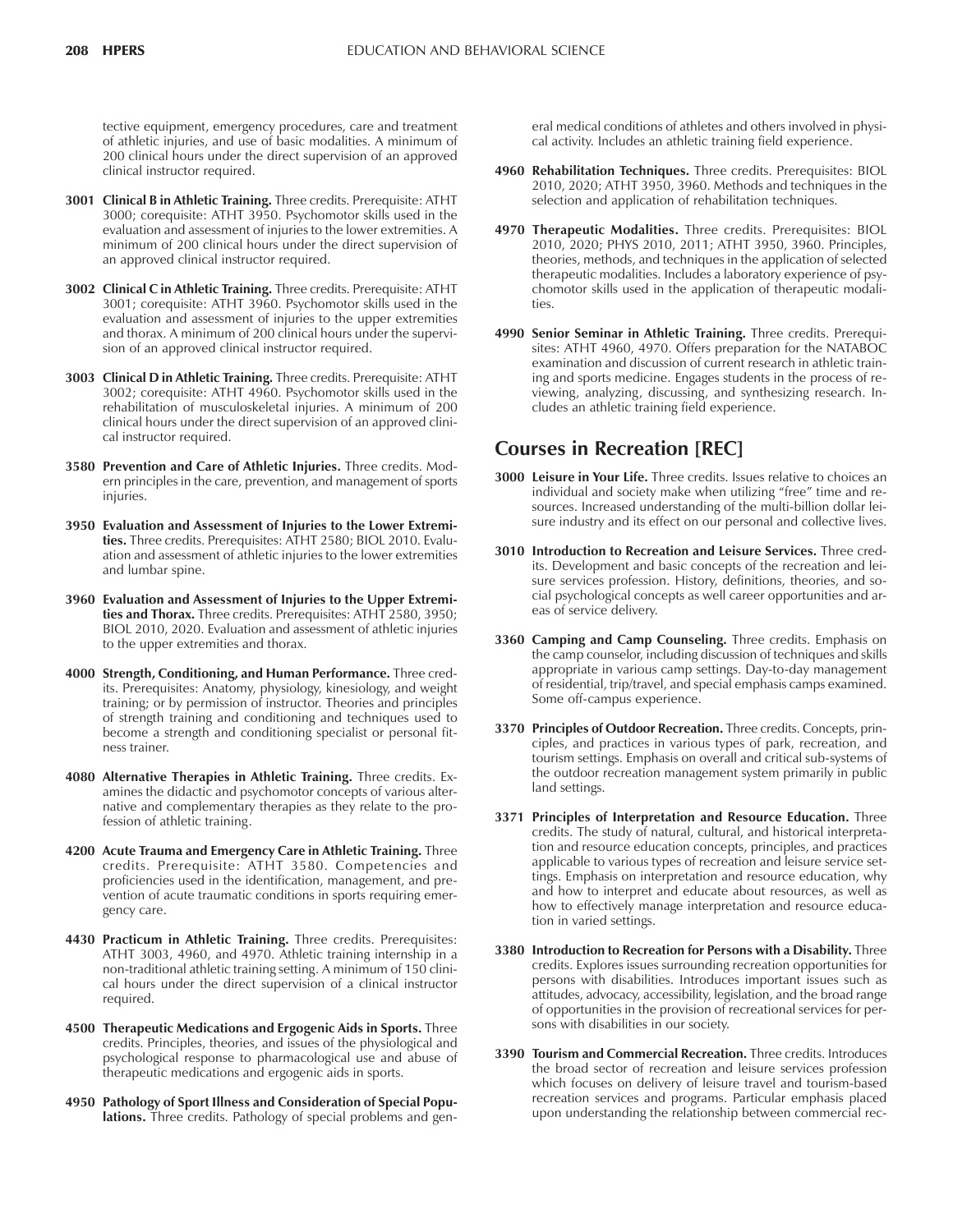tective equipment, emergency procedures, care and treatment of athletic injuries, and use of basic modalities. A minimum of 200 clinical hours under the direct supervision of an approved clinical instructor required.

**3001 Clinical B in Athletic Training.** Three credits. Prerequisite: ATHT 3000; corequisite: ATHT 3950. Psychomotor skills used in the evaluation and assessment of injuries to the lower extremities. A minimum of 200 clinical hours under the direct supervision of an approved clinical instructor required.

**3002 Clinical C in Athletic Training.** Three credits. Prerequisite: ATHT 3001; corequisite: ATHT 3960. Psychomotor skills used in the evaluation and assessment of injuries to the upper extremities and thorax. A minimum of 200 clinical hours under the supervision of an approved clinical instructor required.

**3003 Clinical D in Athletic Training.** Three credits. Prerequisite: ATHT 3002; corequisite: ATHT 4960. Psychomotor skills used in the rehabilitation of musculoskeletal injuries. A minimum of 200 clinical hours under the direct supervision of an approved clinical instructor required.

**3580 Prevention and Care of Athletic Injuries.** Three credits. Modern principles in the care, prevention, and management of sports injuries.

**3950 Evaluation and Assessment of Injuries to the Lower Extremities.** Three credits. Prerequisites: ATHT 2580; BIOL 2010. Evaluation and assessment of athletic injuries to the lower extremities and lumbar spine.

**3960 Evaluation and Assessment of Injuries to the Upper Extremities and Thorax.** Three credits. Prerequisites: ATHT 2580, 3950; BIOL 2010, 2020. Evaluation and assessment of athletic injuries to the upper extremities and thorax.

**4000 Strength, Conditioning, and Human Performance.** Three credits. Prerequisites: Anatomy, physiology, kinesiology, and weight training; or by permission of instructor. Theories and principles of strength training and conditioning and techniques used to become a strength and conditioning specialist or personal fitness trainer.

**4080 Alternative Therapies in Athletic Training.** Three credits. Examines the didactic and psychomotor concepts of various alternative and complementary therapies as they relate to the profession of athletic training.

**4200 Acute Trauma and Emergency Care in Athletic Training.** Three credits. Prerequisite: ATHT 3580. Competencies and proficiencies used in the identification, management, and prevention of acute traumatic conditions in sports requiring emergency care.

**4430 Practicum in Athletic Training.** Three credits. Prerequisites: ATHT 3003, 4960, and 4970. Athletic training internship in a non-traditional athletic training setting. A minimum of 150 clinical hours under the direct supervision of a clinical instructor required.

**4500 Therapeutic Medications and Ergogenic Aids in Sports.** Three credits. Principles, theories, and issues of the physiological and psychological response to pharmacological use and abuse of therapeutic medications and ergogenic aids in sports.

**4950 Pathology of Sport Illness and Consideration of Special Populations.** Three credits. Pathology of special problems and general medical conditions of athletes and others involved in physical activity. Includes an athletic training field experience.

**4960 Rehabilitation Techniques.** Three credits. Prerequisites: BIOL 2010, 2020; ATHT 3950, 3960. Methods and techniques in the selection and application of rehabilitation techniques.

**4970 Therapeutic Modalities.** Three credits. Prerequisites: BIOL 2010, 2020; PHYS 2010, 2011; ATHT 3950, 3960. Principles, theories, methods, and techniques in the application of selected therapeutic modalities. Includes a laboratory experience of psychomotor skills used in the application of therapeutic modalities.

**4990 Senior Seminar in Athletic Training.** Three credits. Prerequisites: ATHT 4960, 4970. Offers preparation for the NATABOC examination and discussion of current research in athletic training and sports medicine. Engages students in the process of reviewing, analyzing, discussing, and synthesizing research. Includes an athletic training field experience.

## Courses in Recreation [REC]

**3000 Leisure in Your Life.** Three credits. Issues relative to choices an individual and society make when utilizing "free" time and resources. Increased understanding of the multi-billion dollar leisure industry and its effect on our personal and collective lives.

**3010 Introduction to Recreation and Leisure Services.** Three credits. Development and basic concepts of the recreation and leisure services profession. History, definitions, theories, and social psychological concepts as well career opportunities and areas of service delivery.

**3360 Camping and Camp Counseling.** Three credits. Emphasis on the camp counselor, including discussion of techniques and skills appropriate in various camp settings. Day-to-day management of residential, trip/travel, and special emphasis camps examined. Some off-campus experience.

**3370 Principles of Outdoor Recreation.** Three credits. Concepts, principles, and practices in various types of park, recreation, and tourism settings. Emphasis on overall and critical sub-systems of the outdoor recreation management system primarily in public land settings.

**3371 Principles of Interpretation and Resource Education.** Three credits. The study of natural, cultural, and historical interpretation and resource education concepts, principles, and practices applicable to various types of recreation and leisure service settings. Emphasis on interpretation and resource education, why and how to interpret and educate about resources, as well as how to effectively manage interpretation and resource education in varied settings.

**3380 Introduction to Recreation for Persons with a Disability.** Three credits. Explores issues surrounding recreation opportunities for persons with disabilities. Introduces important issues such as attitudes, advocacy, accessibility, legislation, and the broad range of opportunities in the provision of recreational services for persons with disabilities in our society.

**3390 Tourism and Commercial Recreation.** Three credits. Introduces the broad sector of recreation and leisure services profession which focuses on delivery of leisure travel and tourism-based recreation services and programs. Particular emphasis placed upon understanding the relationship between commercial rec-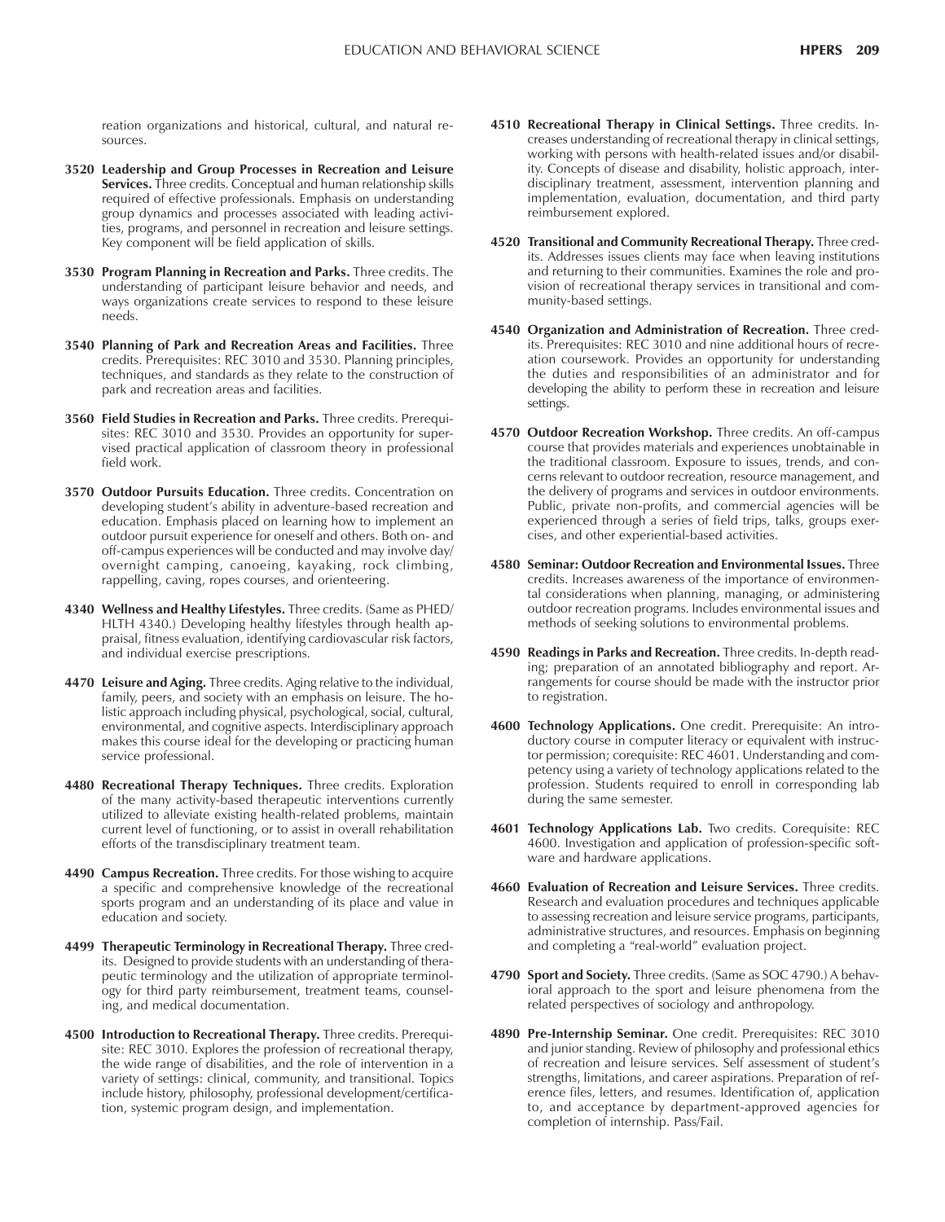reation organizations and historical, cultural, and natural resources.

**3520 Leadership and Group Processes in Recreation and Leisure Services.** Three credits. Conceptual and human relationship skills required of effective professionals. Emphasis on understanding group dynamics and processes associated with leading activities, programs, and personnel in recreation and leisure settings. Key component will be field application of skills.

**3530 Program Planning in Recreation and Parks.** Three credits. The understanding of participant leisure behavior and needs, and ways organizations create services to respond to these leisure needs.

**3540 Planning of Park and Recreation Areas and Facilities.** Three credits. Prerequisites: REC 3010 and 3530. Planning principles, techniques, and standards as they relate to the construction of park and recreation areas and facilities.

**3560 Field Studies in Recreation and Parks.** Three credits. Prerequisites: REC 3010 and 3530. Provides an opportunity for supervised practical application of classroom theory in professional field work.

**3570 Outdoor Pursuits Education.** Three credits. Concentration on developing student's ability in adventure-based recreation and education. Emphasis placed on learning how to implement an outdoor pursuit experience for oneself and others. Both on- and off-campus experiences will be conducted and may involve day/overnight camping, canoeing, kayaking, rock climbing, rappelling, caving, ropes courses, and orienteering.

**4340 Wellness and Healthy Lifestyles.** Three credits. (Same as PHED/HLTH 4340.) Developing healthy lifestyles through health appraisal, fitness evaluation, identifying cardiovascular risk factors, and individual exercise prescriptions.

**4470 Leisure and Aging.** Three credits. Aging relative to the individual, family, peers, and society with an emphasis on leisure. The holistic approach including physical, psychological, social, cultural, environmental, and cognitive aspects. Interdisciplinary approach makes this course ideal for the developing or practicing human service professional.

**4480 Recreational Therapy Techniques.** Three credits. Exploration of the many activity-based therapeutic interventions currently utilized to alleviate existing health-related problems, maintain current level of functioning, or to assist in overall rehabilitation efforts of the transdisciplinary treatment team.

**4490 Campus Recreation.** Three credits. For those wishing to acquire a specific and comprehensive knowledge of the recreational sports program and an understanding of its place and value in education and society.

**4499 Therapeutic Terminology in Recreational Therapy.** Three credits. Designed to provide students with an understanding of therapeutic terminology and the utilization of appropriate terminology for third party reimbursement, treatment teams, counseling, and medical documentation.

**4500 Introduction to Recreational Therapy.** Three credits. Prerequisite: REC 3010. Explores the profession of recreational therapy, the wide range of disabilities, and the role of intervention in a variety of settings: clinical, community, and transitional. Topics include history, philosophy, professional development/certification, systemic program design, and implementation.

**4510 Recreational Therapy in Clinical Settings.** Three credits. Increases understanding of recreational therapy in clinical settings, working with persons with health-related issues and/or disability. Concepts of disease and disability, holistic approach, interdisciplinary treatment, assessment, intervention planning and implementation, evaluation, documentation, and third party reimbursement explored.

**4520 Transitional and Community Recreational Therapy.** Three credits. Addresses issues clients may face when leaving institutions and returning to their communities. Examines the role and provision of recreational therapy services in transitional and community-based settings.

**4540 Organization and Administration of Recreation.** Three credits. Prerequisites: REC 3010 and nine additional hours of recreation coursework. Provides an opportunity for understanding the duties and responsibilities of an administrator and for developing the ability to perform these in recreation and leisure settings.

**4570 Outdoor Recreation Workshop.** Three credits. An off-campus course that provides materials and experiences unobtainable in the traditional classroom. Exposure to issues, trends, and concerns relevant to outdoor recreation, resource management, and the delivery of programs and services in outdoor environments. Public, private non-profits, and commercial agencies will be experienced through a series of field trips, talks, groups exercises, and other experiential-based activities.

**4580 Seminar: Outdoor Recreation and Environmental Issues.** Three credits. Increases awareness of the importance of environmental considerations when planning, managing, or administering outdoor recreation programs. Includes environmental issues and methods of seeking solutions to environmental problems.

**4590 Readings in Parks and Recreation.** Three credits. In-depth reading; preparation of an annotated bibliography and report. Arrangements for course should be made with the instructor prior to registration.

**4600 Technology Applications.** One credit. Prerequisite: An introductory course in computer literacy or equivalent with instructor permission; corequisite: REC 4601. Understanding and competency using a variety of technology applications related to the profession. Students required to enroll in corresponding lab during the same semester.

**4601 Technology Applications Lab.** Two credits. Corequisite: REC 4600. Investigation and application of profession-specific software and hardware applications.

**4660 Evaluation of Recreation and Leisure Services.** Three credits. Research and evaluation procedures and techniques applicable to assessing recreation and leisure service programs, participants, administrative structures, and resources. Emphasis on beginning and completing a "real-world" evaluation project.

**4790 Sport and Society.** Three credits. (Same as SOC 4790.) A behavioral approach to the sport and leisure phenomena from the related perspectives of sociology and anthropology.

**4890 Pre-Internship Seminar.** One credit. Prerequisites: REC 3010 and junior standing. Review of philosophy and professional ethics of recreation and leisure services. Self assessment of student's strengths, limitations, and career aspirations. Preparation of reference files, letters, and resumes. Identification of, application to, and acceptance by department-approved agencies for completion of internship. Pass/Fail.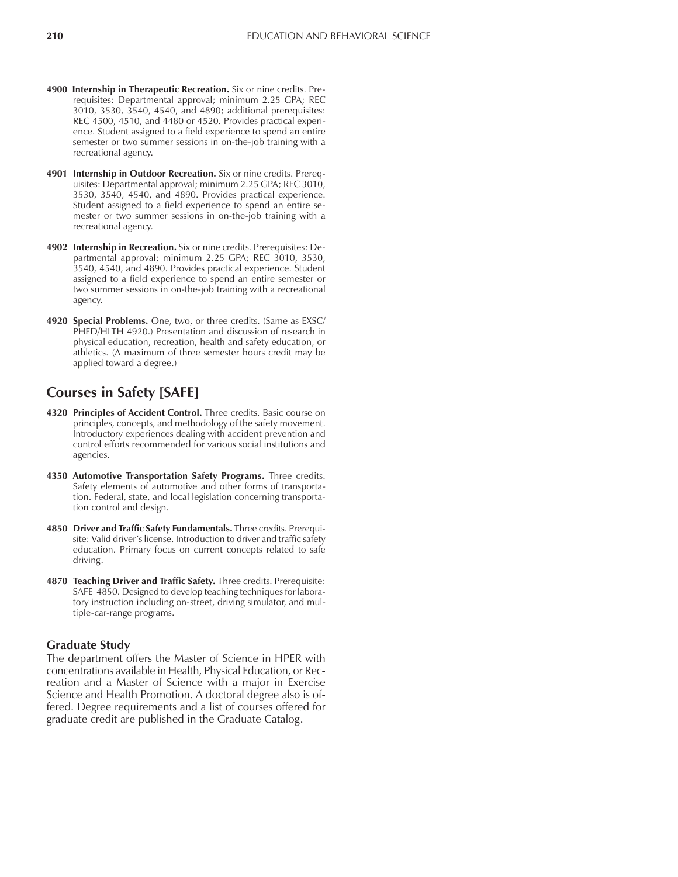**4900 Internship in Therapeutic Recreation.** Six or nine credits. Prerequisites: Departmental approval; minimum 2.25 GPA; REC 3010, 3530, 3540, 4540, and 4890; additional prerequisites: REC 4500, 4510, and 4480 or 4520. Provides practical experience. Student assigned to a field experience to spend an entire semester or two summer sessions in on-the-job training with a recreational agency.

**4901 Internship in Outdoor Recreation.** Six or nine credits. Prerequisites: Departmental approval; minimum 2.25 GPA; REC 3010, 3530, 3540, 4540, and 4890. Provides practical experience. Student assigned to a field experience to spend an entire semester or two summer sessions in on-the-job training with a recreational agency.

**4902 Internship in Recreation.** Six or nine credits. Prerequisites: Departmental approval; minimum 2.25 GPA; REC 3010, 3530, 3540, 4540, and 4890. Provides practical experience. Student assigned to a field experience to spend an entire semester or two summer sessions in on-the-job training with a recreational agency.

**4920 Special Problems.** One, two, or three credits. (Same as EXSC/PHED/HLTH 4920.) Presentation and discussion of research in physical education, recreation, health and safety education, or athletics. (A maximum of three semester hours credit may be applied toward a degree.)

## Courses in Safety [SAFE]

**4320 Principles of Accident Control.** Three credits. Basic course on principles, concepts, and methodology of the safety movement. Introductory experiences dealing with accident prevention and control efforts recommended for various social institutions and agencies.

**4350 Automotive Transportation Safety Programs.** Three credits. Safety elements of automotive and other forms of transportation. Federal, state, and local legislation concerning transportation control and design.

**4850 Driver and Traffic Safety Fundamentals.** Three credits. Prerequisite: Valid driver's license. Introduction to driver and traffic safety education. Primary focus on current concepts related to safe driving.

**4870 Teaching Driver and Traffic Safety.** Three credits. Prerequisite: SAFE 4850. Designed to develop teaching techniques for laboratory instruction including on-street, driving simulator, and multiple-car-range programs.

### Graduate Study

The department offers the Master of Science in HPER with concentrations available in Health, Physical Education, or Recreation and a Master of Science with a major in Exercise Science and Health Promotion. A doctoral degree also is offered. Degree requirements and a list of courses offered for graduate credit are published in the Graduate Catalog.